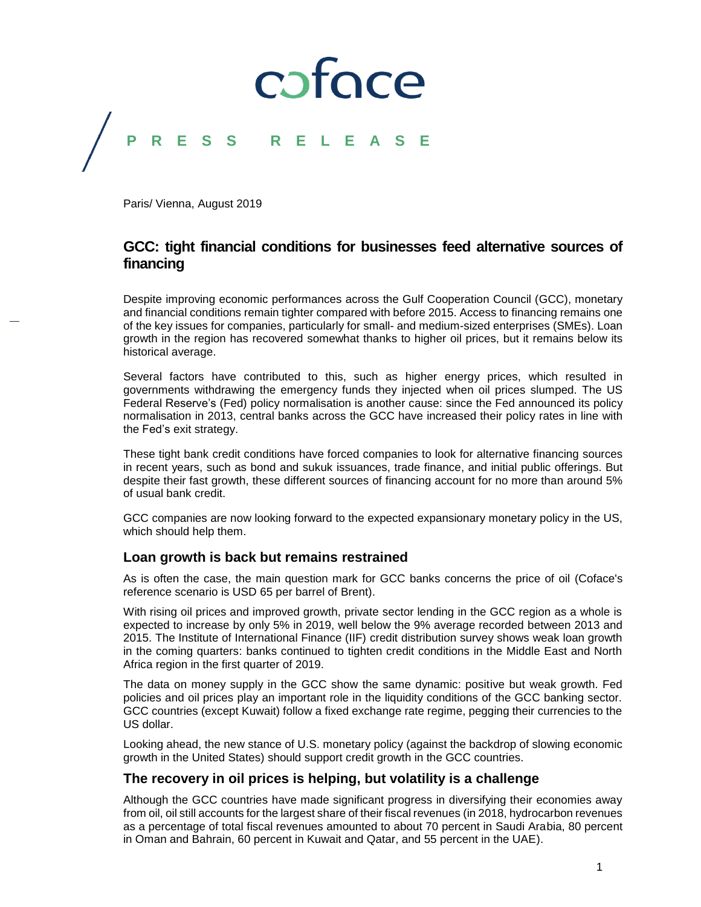coface

PRESS RELEASE

Paris/ Vienna, August 2019

# GCC: tight financial conditions for businesses feed alternative sources of financing

Despite improving economic performances across the Gulf Cooperation Council (GCC), monetary and financial conditions remain tighter compared with before 2015. Access to financing remains one of the key issues for companies, particularly for small- and medium-sized enterprises (SMEs). Loan growth in the region has recovered somewhat thanks to higher oil prices, but it remains below its historical average.

Several factors have contributed to this, such as higher energy prices, which resulted in governments withdrawing the emergency funds they injected when oil prices slumped. The US Federal Reserve's (Fed) policy normalisation is another cause: since the Fed announced its policy normalisation in 2013, central banks across the GCC have increased their policy rates in line with the Fed's exit strategy.

These tight bank credit conditions have forced companies to look for alternative financing sources in recent years, such as bond and sukuk issuances, trade finance, and initial public offerings. But despite their fast growth, these different sources of financing account for no more than around 5% of usual bank credit.

GCC companies are now looking forward to the expected expansionary monetary policy in the US, which should help them.

## Loan growth is back but remains restrained

As is often the case, the main question mark for GCC banks concerns the price of oil (Coface's reference scenario is USD 65 per barrel of Brent).

With rising oil prices and improved growth, private sector lending in the GCC region as a whole is expected to increase by only 5% in 2019, well below the 9% average recorded between 2013 and 2015. The Institute of International Finance (IIF) credit distribution survey shows weak loan growth in the coming quarters: banks continued to tighten credit conditions in the Middle East and North Africa region in the first quarter of 2019.

The data on money supply in the GCC show the same dynamic: positive but weak growth. Fed policies and oil prices play an important role in the liquidity conditions of the GCC banking sector. GCC countries (except Kuwait) follow a fixed exchange rate regime, pegging their currencies to the US dollar.

Looking ahead, the new stance of U.S. monetary policy (against the backdrop of slowing economic growth in the United States) should support credit growth in the GCC countries.

## The recovery in oil prices is helping, but volatility is a challenge

Although the GCC countries have made significant progress in diversifying their economies away from oil, oil still accounts for the largest share of their fiscal revenues (in 2018, hydrocarbon revenues as a percentage of total fiscal revenues amounted to about 70 percent in Saudi Arabia, 80 percent in Oman and Bahrain, 60 percent in Kuwait and Qatar, and 55 percent in the UAE).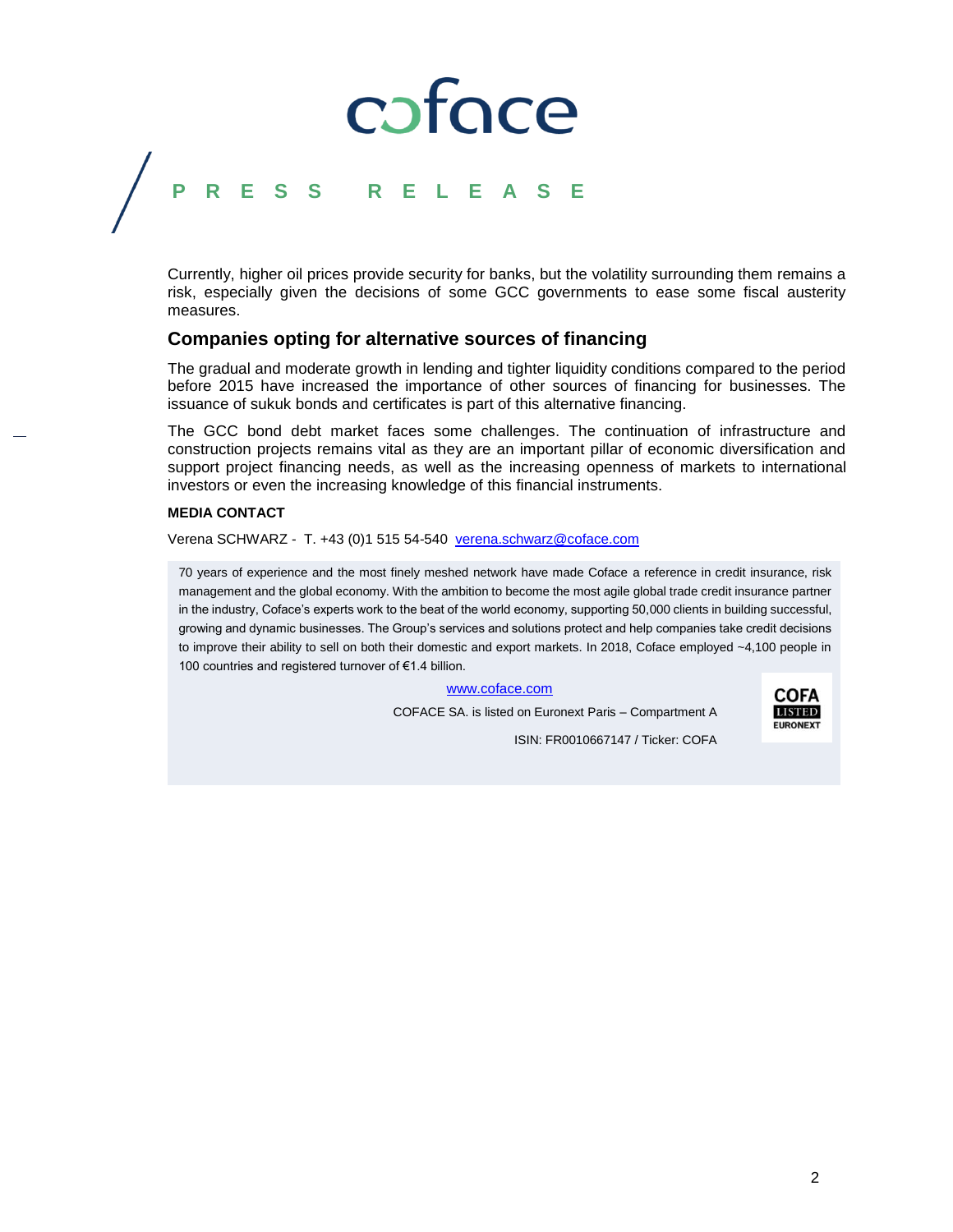Currently, higher oil prices provide security for banks, but the volatility surrounding them remains a risk, especially given the decisions of some GCC governments to ease some fiscal austerity measures.

## Companies opting for alternative sources of financing

The gradual and moderate growth in lending and tighter liquidity conditions compared to the period before 2015 have increased the importance of other sources of financing for businesses. The issuance of sukuk bonds and certificates is part of this alternative financing.

The GCC bond debt market faces some challenges. The continuation of infrastructure and construction projects remains vital as they are an important pillar of economic diversification and support project financing needs, as well as the increasing openness of markets to international investors or even the increasing knowledge of this financial instruments.

**MEDIA CONTACT**

Verena SCHWARZ - T. +43 (0)1 515 54-540 verena.schwarz@coface.com

70 years of experience and the most finely meshed network have made Coface a reference in credit insurance, risk management and the global economy. With the ambition to become the most agile global trade credit insurance partner in the industry, Coface's experts work to the beat of the world economy, supporting 50,000 clients in building successful, growing and dynamic businesses. The Group's services and solutions protect and help companies take credit decisions to improve their ability to sell on both their domestic and export markets. In 2018, Coface employed ~4,100 people in 100 countries and registered turnover of €1.4 billion.

www.coface.com

COFACE SA. is listed on Euronext Paris – Compartment A

ISIN: FR0010667147 / Ticker: COFA

COFA LISTED EURONEXT